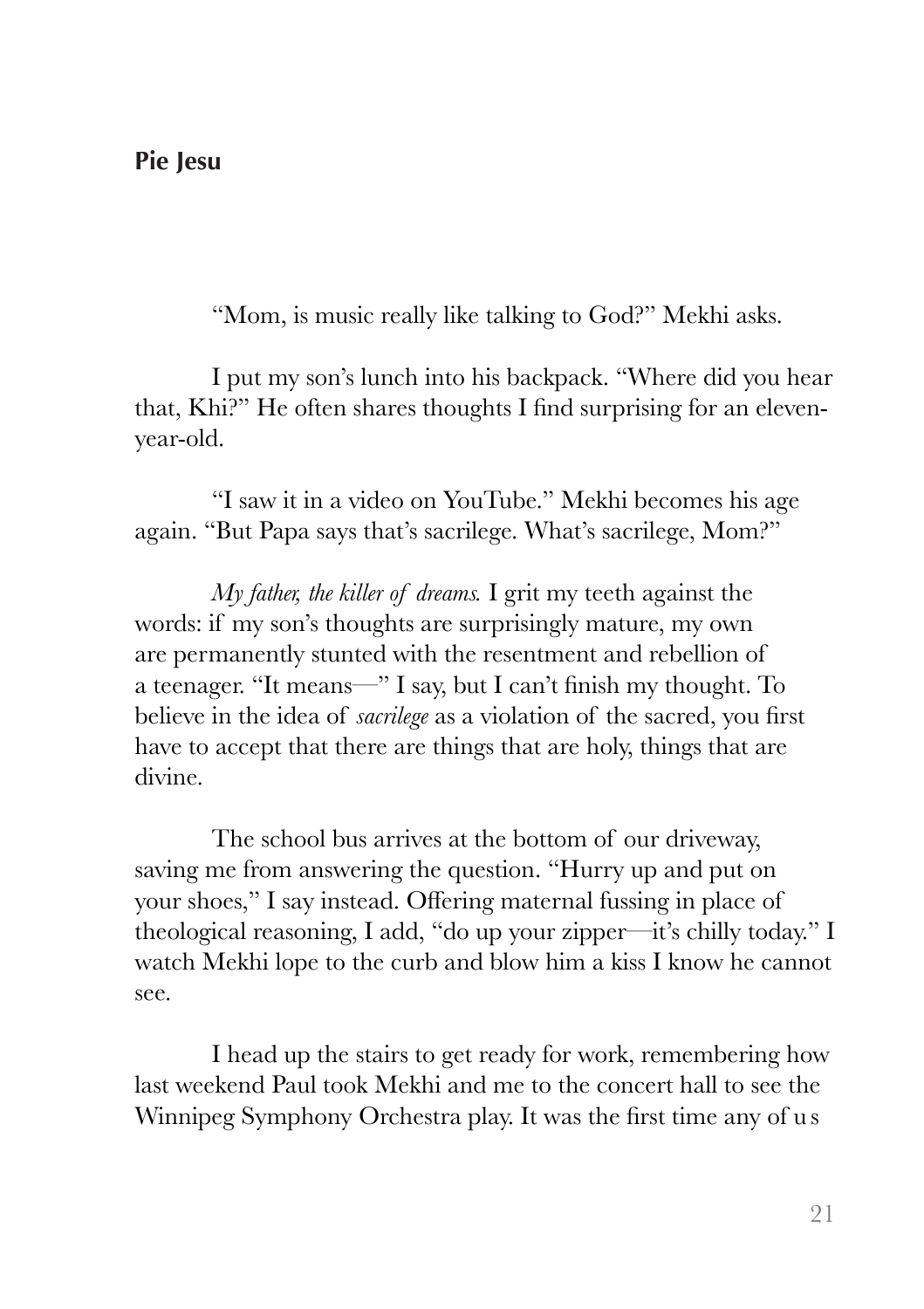## Pie Jesu

"Mom, is music really like talking to God?" Mekhi asks.

I put my son's lunch into his backpack. "Where did you hear that, Khi?" He often shares thoughts I find surprising for an eleven-year-old.

"I saw it in a video on YouTube." Mekhi becomes his age again. "But Papa says that's sacrilege. What's sacrilege, Mom?"

*My father, the killer of dreams.* I grit my teeth against the words: if my son's thoughts are surprisingly mature, my own are permanently stunted with the resentment and rebellion of a teenager. "It means—" I say, but I can't finish my thought. To believe in the idea of *sacrilege* as a violation of the sacred, you first have to accept that there are things that are holy, things that are divine.

The school bus arrives at the bottom of our driveway, saving me from answering the question. "Hurry up and put on your shoes," I say instead. Offering maternal fussing in place of theological reasoning, I add, "do up your zipper—it's chilly today." I watch Mekhi lope to the curb and blow him a kiss I know he cannot see.

I head up the stairs to get ready for work, remembering how last weekend Paul took Mekhi and me to the concert hall to see the Winnipeg Symphony Orchestra play. It was the first time any of us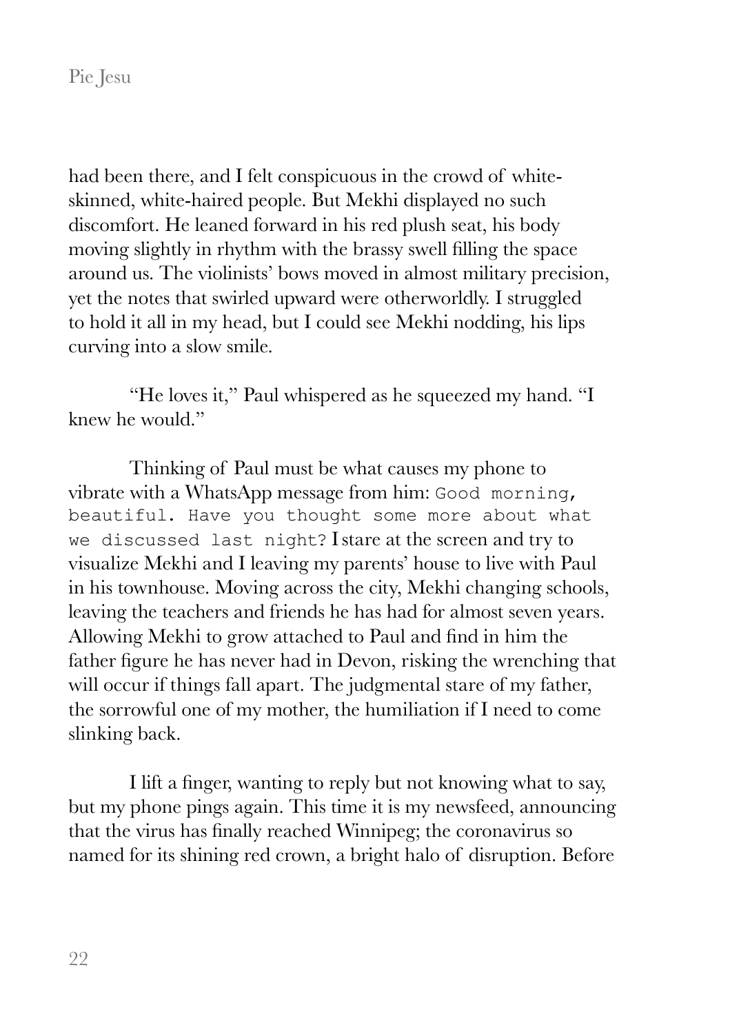had been there, and I felt conspicuous in the crowd of white-skinned, white-haired people. But Mekhi displayed no such discomfort. He leaned forward in his red plush seat, his body moving slightly in rhythm with the brassy swell filling the space around us. The violinists' bows moved in almost military precision, yet the notes that swirled upward were otherworldly. I struggled to hold it all in my head, but I could see Mekhi nodding, his lips curving into a slow smile.

"He loves it," Paul whispered as he squeezed my hand. "I knew he would."

Thinking of Paul must be what causes my phone to vibrate with a WhatsApp message from him: `Good morning, beautiful. Have you thought some more about what we discussed last night?` I stare at the screen and try to visualize Mekhi and I leaving my parents' house to live with Paul in his townhouse. Moving across the city, Mekhi changing schools, leaving the teachers and friends he has had for almost seven years. Allowing Mekhi to grow attached to Paul and find in him the father figure he has never had in Devon, risking the wrenching that will occur if things fall apart. The judgmental stare of my father, the sorrowful one of my mother, the humiliation if I need to come slinking back.

I lift a finger, wanting to reply but not knowing what to say, but my phone pings again. This time it is my newsfeed, announcing that the virus has finally reached Winnipeg; the coronavirus so named for its shining red crown, a bright halo of disruption. Before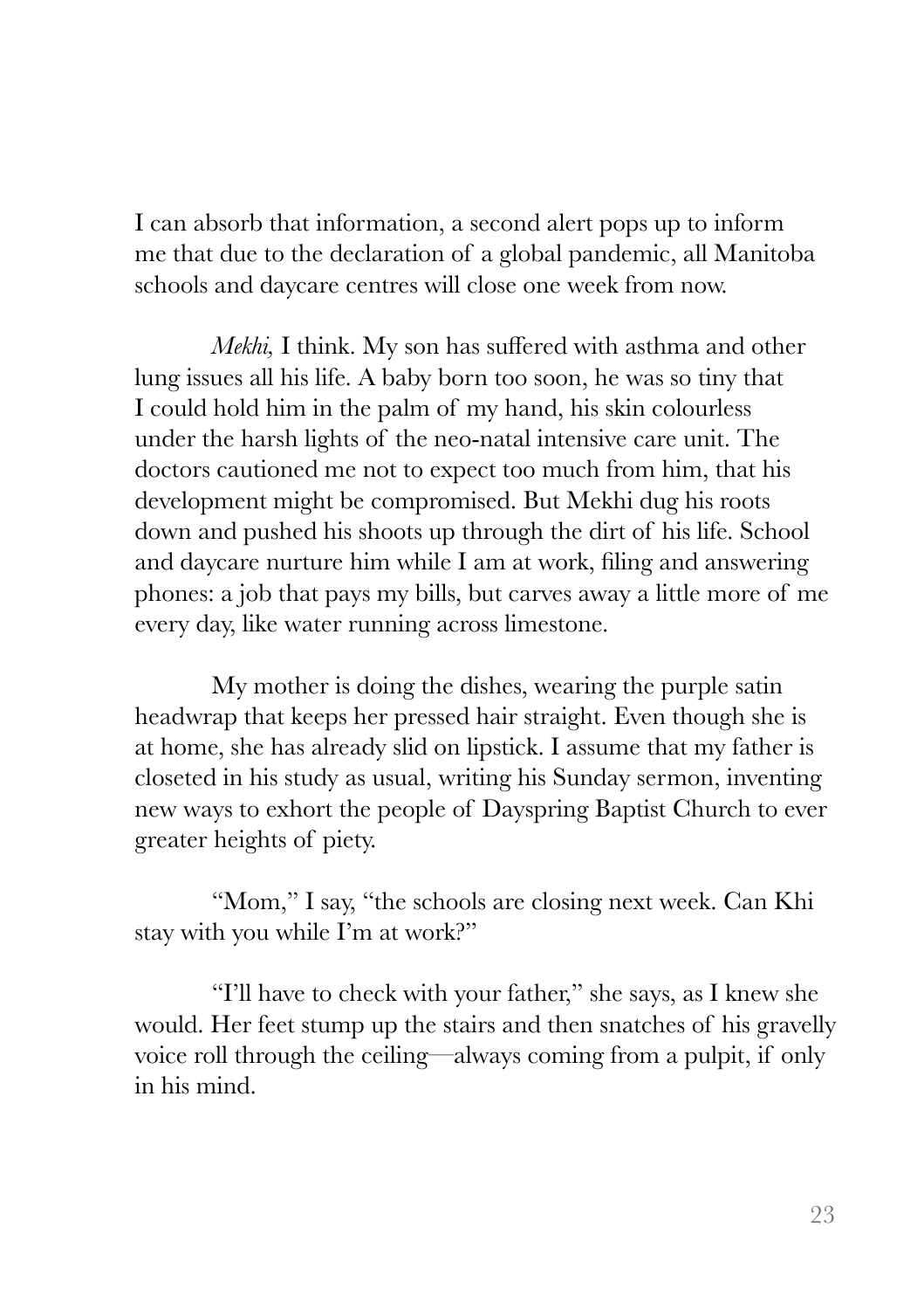I can absorb that information, a second alert pops up to inform me that due to the declaration of a global pandemic, all Manitoba schools and daycare centres will close one week from now.

*Mekhi,* I think. My son has suffered with asthma and other lung issues all his life. A baby born too soon, he was so tiny that I could hold him in the palm of my hand, his skin colourless under the harsh lights of the neo-natal intensive care unit. The doctors cautioned me not to expect too much from him, that his development might be compromised. But Mekhi dug his roots down and pushed his shoots up through the dirt of his life. School and daycare nurture him while I am at work, filing and answering phones: a job that pays my bills, but carves away a little more of me every day, like water running across limestone.

My mother is doing the dishes, wearing the purple satin headwrap that keeps her pressed hair straight. Even though she is at home, she has already slid on lipstick. I assume that my father is closeted in his study as usual, writing his Sunday sermon, inventing new ways to exhort the people of Dayspring Baptist Church to ever greater heights of piety.

"Mom," I say, "the schools are closing next week. Can Khi stay with you while I'm at work?"

"I'll have to check with your father," she says, as I knew she would. Her feet stump up the stairs and then snatches of his gravelly voice roll through the ceiling—always coming from a pulpit, if only in his mind.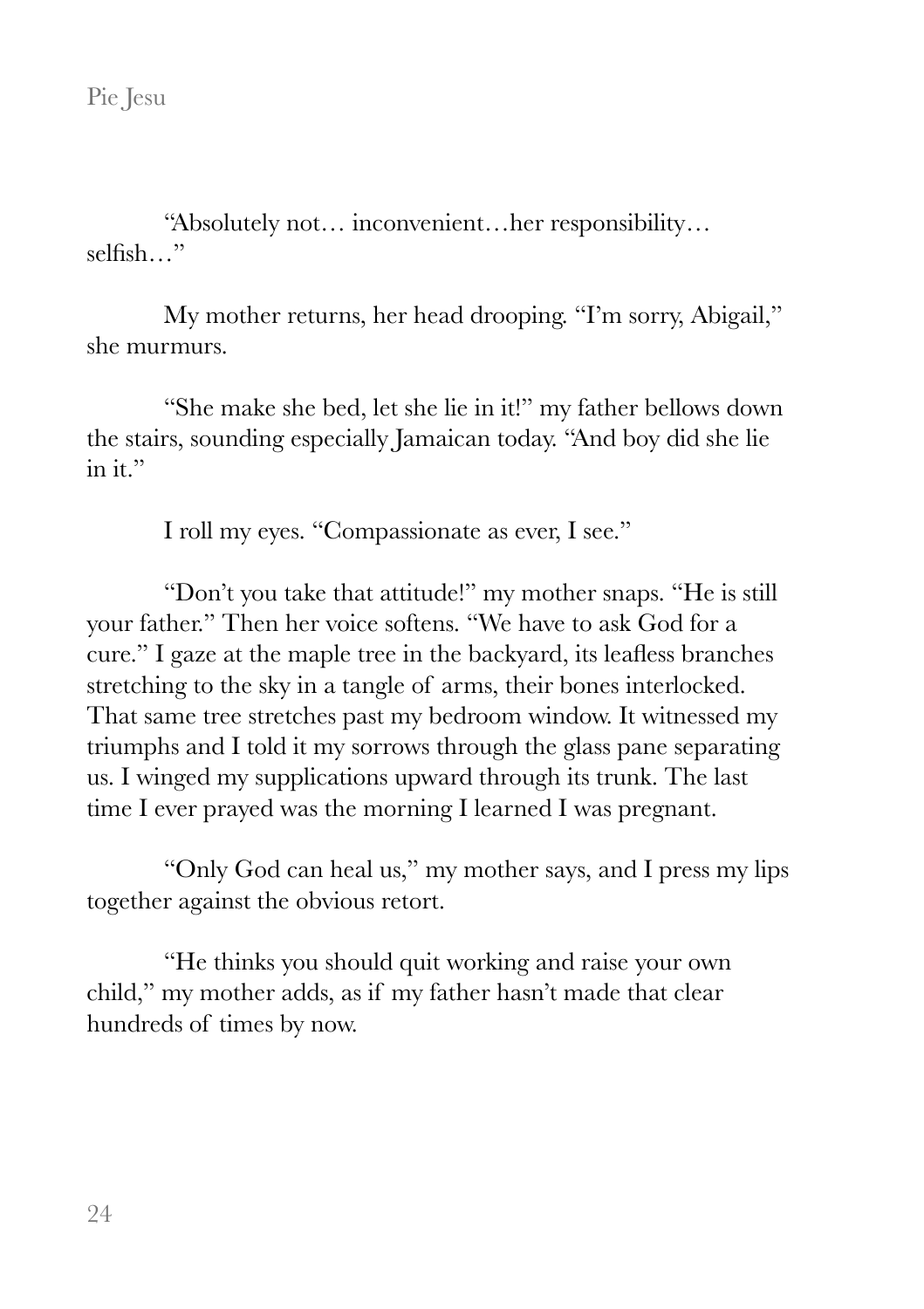"Absolutely not… inconvenient…her responsibility… selfish…"

My mother returns, her head drooping. "I'm sorry, Abigail," she murmurs.

"She make she bed, let she lie in it!" my father bellows down the stairs, sounding especially Jamaican today. "And boy did she lie in it."

I roll my eyes. "Compassionate as ever, I see."

"Don't you take that attitude!" my mother snaps. "He is still your father." Then her voice softens. "We have to ask God for a cure." I gaze at the maple tree in the backyard, its leafless branches stretching to the sky in a tangle of arms, their bones interlocked. That same tree stretches past my bedroom window. It witnessed my triumphs and I told it my sorrows through the glass pane separating us. I winged my supplications upward through its trunk. The last time I ever prayed was the morning I learned I was pregnant.

"Only God can heal us," my mother says, and I press my lips together against the obvious retort.

"He thinks you should quit working and raise your own child," my mother adds, as if my father hasn't made that clear hundreds of times by now.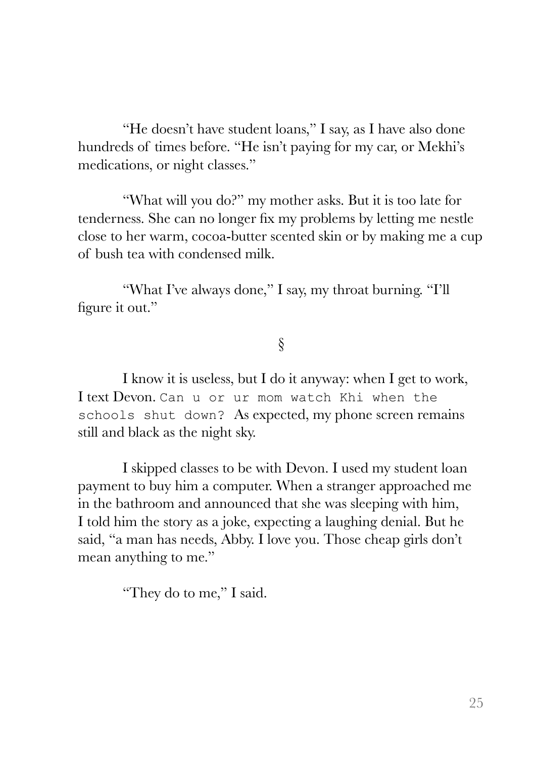"He doesn't have student loans," I say, as I have also done hundreds of times before. "He isn't paying for my car, or Mekhi's medications, or night classes."

"What will you do?" my mother asks. But it is too late for tenderness. She can no longer fix my problems by letting me nestle close to her warm, cocoa-butter scented skin or by making me a cup of bush tea with condensed milk.

"What I've always done," I say, my throat burning. "I'll figure it out."

§

I know it is useless, but I do it anyway: when I get to work, I text Devon. `Can u or ur mom watch Khi when the schools shut down?` As expected, my phone screen remains still and black as the night sky.

I skipped classes to be with Devon. I used my student loan payment to buy him a computer. When a stranger approached me in the bathroom and announced that she was sleeping with him, I told him the story as a joke, expecting a laughing denial. But he said, "a man has needs, Abby. I love you. Those cheap girls don't mean anything to me."

"They do to me," I said.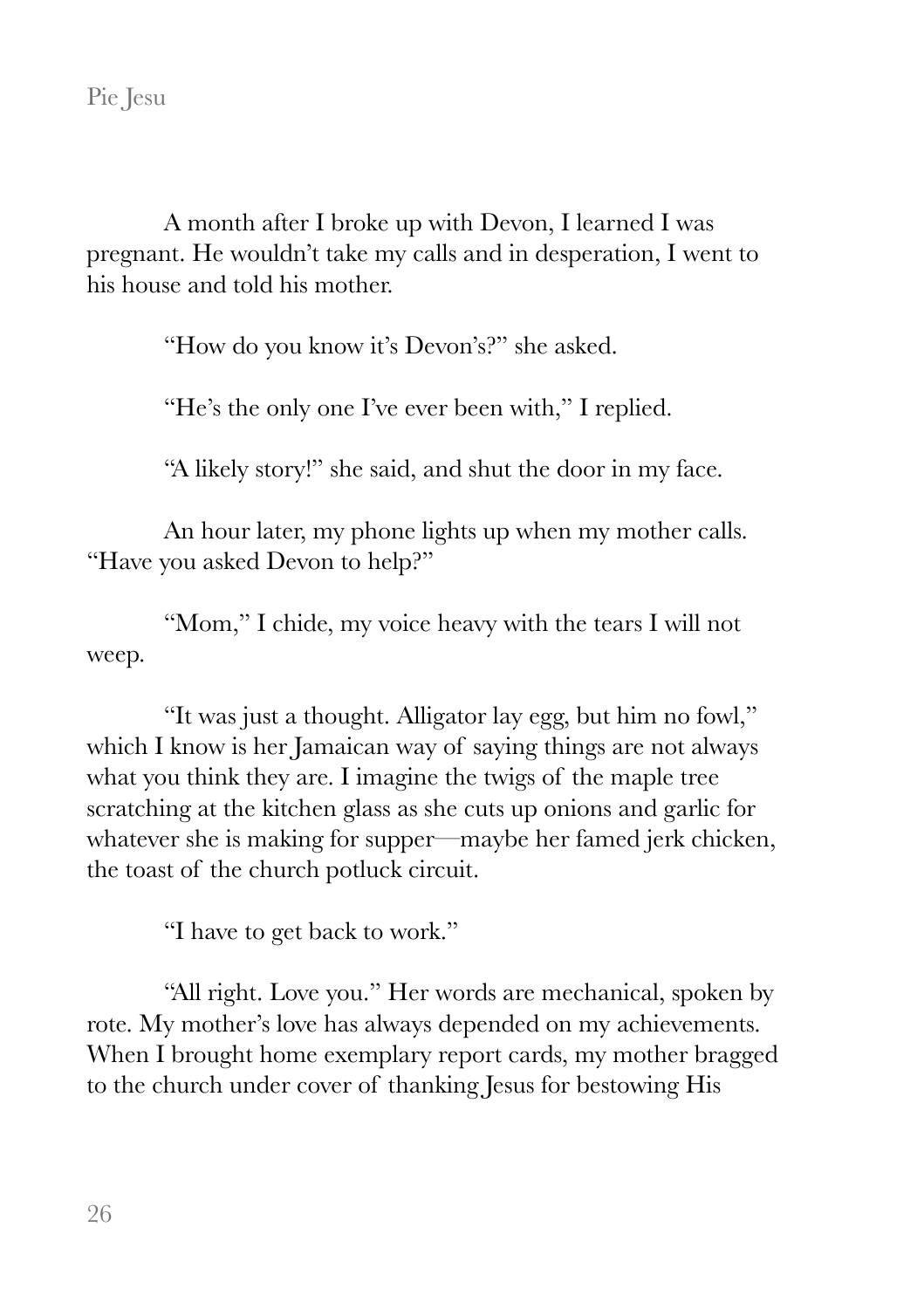A month after I broke up with Devon, I learned I was pregnant. He wouldn't take my calls and in desperation, I went to his house and told his mother.

"How do you know it's Devon's?" she asked.

"He's the only one I've ever been with," I replied.

"A likely story!" she said, and shut the door in my face.

An hour later, my phone lights up when my mother calls. "Have you asked Devon to help?"

"Mom," I chide, my voice heavy with the tears I will not weep.

"It was just a thought. Alligator lay egg, but him no fowl," which I know is her Jamaican way of saying things are not always what you think they are. I imagine the twigs of the maple tree scratching at the kitchen glass as she cuts up onions and garlic for whatever she is making for supper—maybe her famed jerk chicken, the toast of the church potluck circuit.

"I have to get back to work."

"All right. Love you." Her words are mechanical, spoken by rote. My mother's love has always depended on my achievements. When I brought home exemplary report cards, my mother bragged to the church under cover of thanking Jesus for bestowing His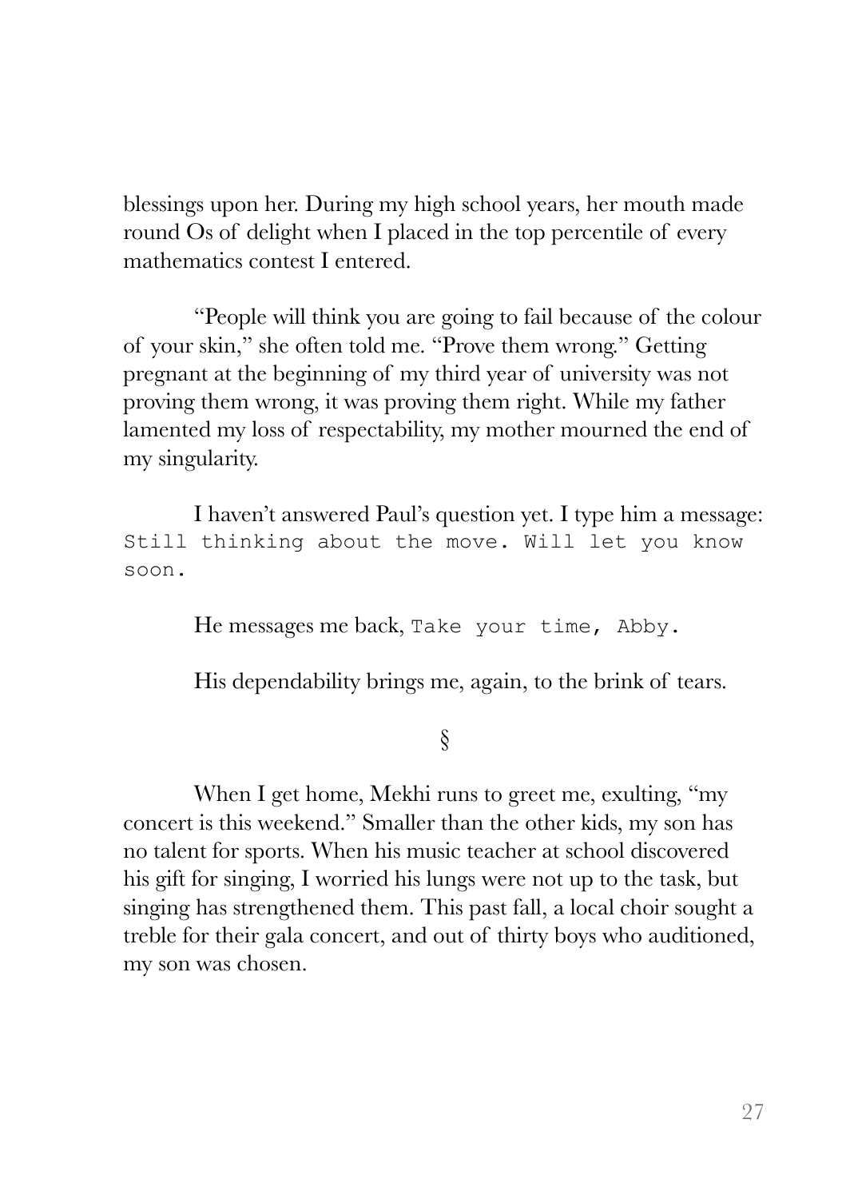blessings upon her. During my high school years, her mouth made round Os of delight when I placed in the top percentile of every mathematics contest I entered.

"People will think you are going to fail because of the colour of your skin," she often told me. "Prove them wrong." Getting pregnant at the beginning of my third year of university was not proving them wrong, it was proving them right. While my father lamented my loss of respectability, my mother mourned the end of my singularity.

I haven't answered Paul's question yet. I type him a message: `Still thinking about the move. Will let you know soon.`

He messages me back, `Take your time, Abby.`

His dependability brings me, again, to the brink of tears.

§

When I get home, Mekhi runs to greet me, exulting, "my concert is this weekend." Smaller than the other kids, my son has no talent for sports. When his music teacher at school discovered his gift for singing, I worried his lungs were not up to the task, but singing has strengthened them. This past fall, a local choir sought a treble for their gala concert, and out of thirty boys who auditioned, my son was chosen.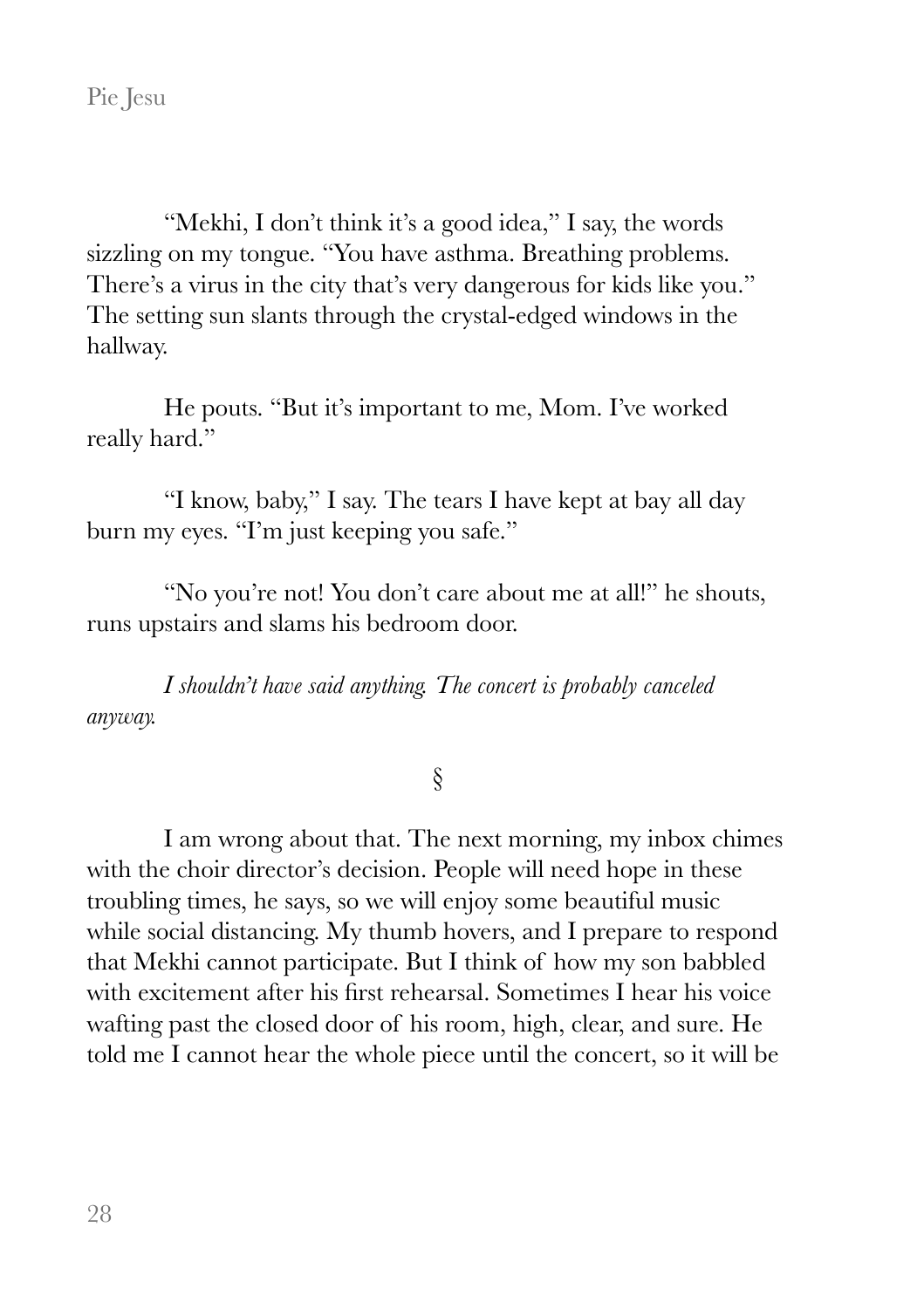"Mekhi, I don't think it's a good idea," I say, the words sizzling on my tongue. "You have asthma. Breathing problems. There's a virus in the city that's very dangerous for kids like you." The setting sun slants through the crystal-edged windows in the hallway.

He pouts. "But it's important to me, Mom. I've worked really hard."

"I know, baby," I say. The tears I have kept at bay all day burn my eyes. "I'm just keeping you safe."

"No you're not! You don't care about me at all!" he shouts, runs upstairs and slams his bedroom door.

*I shouldn't have said anything. The concert is probably canceled anyway.*

§

I am wrong about that. The next morning, my inbox chimes with the choir director's decision. People will need hope in these troubling times, he says, so we will enjoy some beautiful music while social distancing. My thumb hovers, and I prepare to respond that Mekhi cannot participate. But I think of how my son babbled with excitement after his first rehearsal. Sometimes I hear his voice wafting past the closed door of his room, high, clear, and sure. He told me I cannot hear the whole piece until the concert, so it will be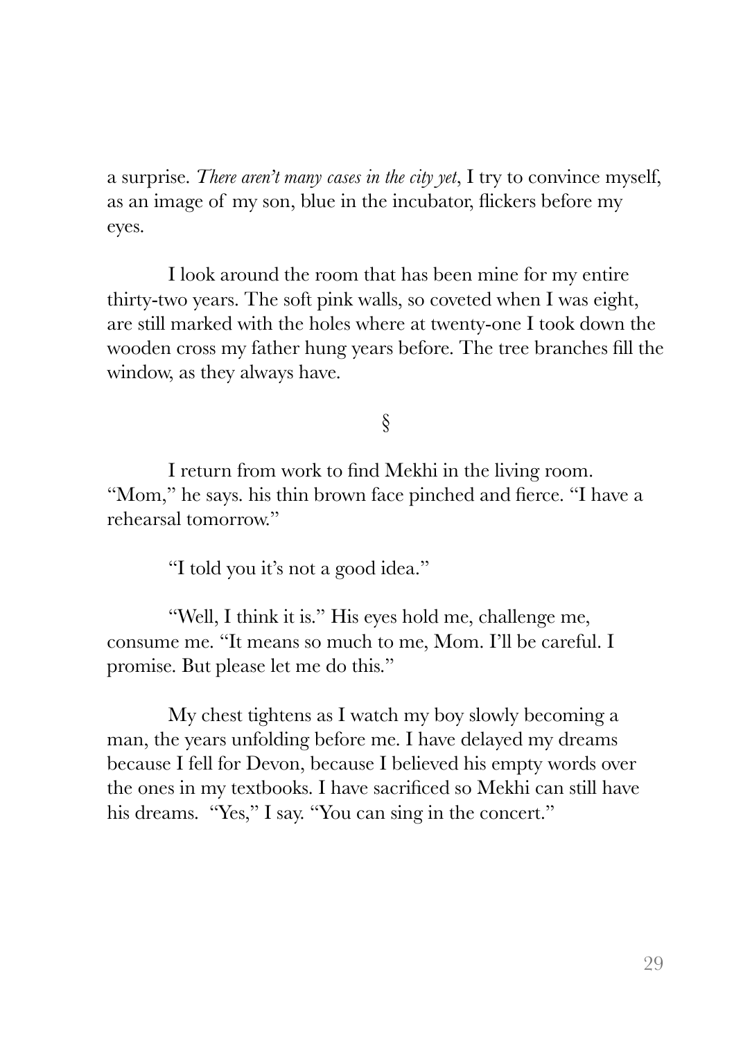a surprise. *There aren't many cases in the city yet*, I try to convince myself, as an image of my son, blue in the incubator, flickers before my eyes.

I look around the room that has been mine for my entire thirty-two years. The soft pink walls, so coveted when I was eight, are still marked with the holes where at twenty-one I took down the wooden cross my father hung years before. The tree branches fill the window, as they always have.

§

I return from work to find Mekhi in the living room. "Mom," he says. his thin brown face pinched and fierce. "I have a rehearsal tomorrow."

"I told you it's not a good idea."

"Well, I think it is." His eyes hold me, challenge me, consume me. "It means so much to me, Mom. I'll be careful. I promise. But please let me do this."

My chest tightens as I watch my boy slowly becoming a man, the years unfolding before me. I have delayed my dreams because I fell for Devon, because I believed his empty words over the ones in my textbooks. I have sacrificed so Mekhi can still have his dreams. "Yes," I say. "You can sing in the concert."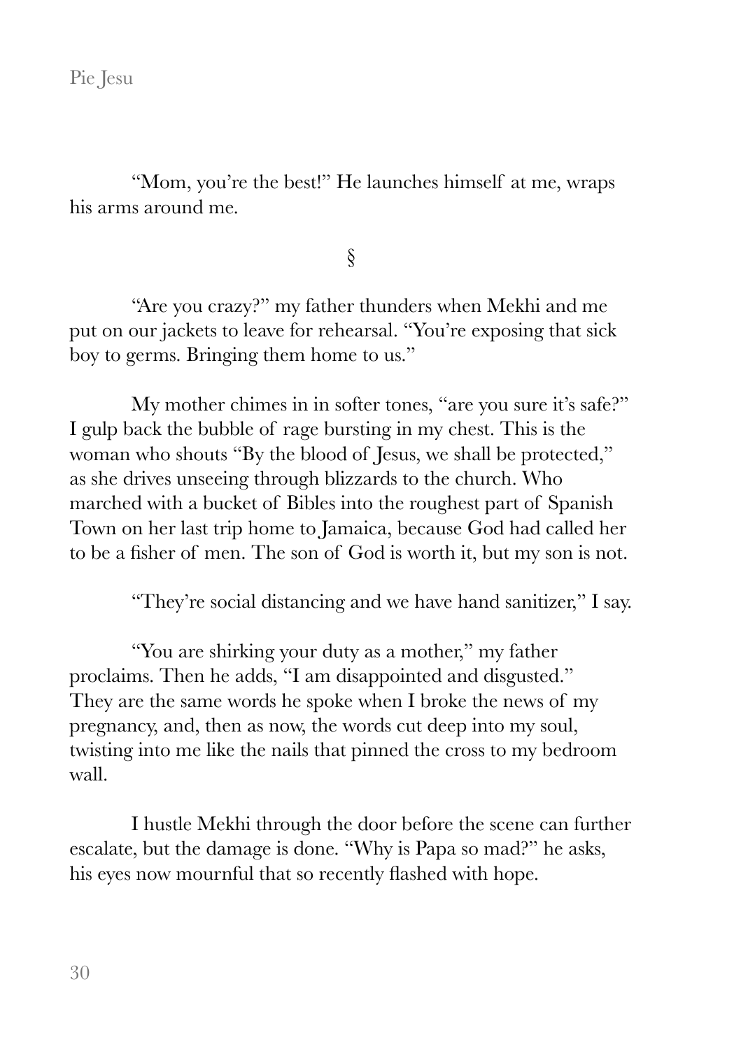"Mom, you're the best!" He launches himself at me, wraps his arms around me.

§

"Are you crazy?" my father thunders when Mekhi and me put on our jackets to leave for rehearsal. "You're exposing that sick boy to germs. Bringing them home to us."

My mother chimes in in softer tones, "are you sure it's safe?" I gulp back the bubble of rage bursting in my chest. This is the woman who shouts "By the blood of Jesus, we shall be protected," as she drives unseeing through blizzards to the church. Who marched with a bucket of Bibles into the roughest part of Spanish Town on her last trip home to Jamaica, because God had called her to be a fisher of men. The son of God is worth it, but my son is not.

"They're social distancing and we have hand sanitizer," I say.

"You are shirking your duty as a mother," my father proclaims. Then he adds, "I am disappointed and disgusted." They are the same words he spoke when I broke the news of my pregnancy, and, then as now, the words cut deep into my soul, twisting into me like the nails that pinned the cross to my bedroom wall.

I hustle Mekhi through the door before the scene can further escalate, but the damage is done. "Why is Papa so mad?" he asks, his eyes now mournful that so recently flashed with hope.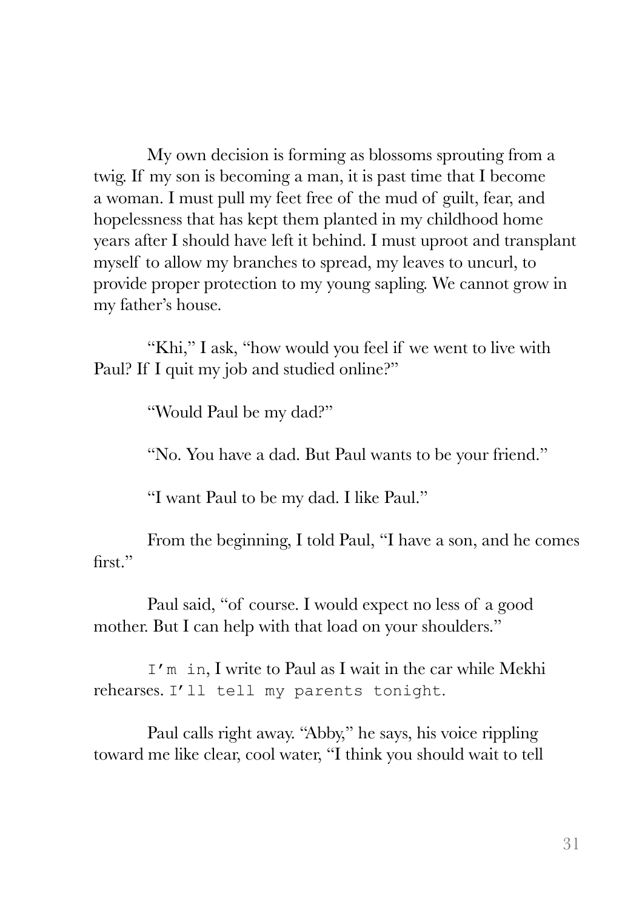My own decision is forming as blossoms sprouting from a twig. If my son is becoming a man, it is past time that I become a woman. I must pull my feet free of the mud of guilt, fear, and hopelessness that has kept them planted in my childhood home years after I should have left it behind. I must uproot and transplant myself to allow my branches to spread, my leaves to uncurl, to provide proper protection to my young sapling. We cannot grow in my father's house.

"Khi," I ask, "how would you feel if we went to live with Paul? If I quit my job and studied online?"

"Would Paul be my dad?"

"No. You have a dad. But Paul wants to be your friend."

"I want Paul to be my dad. I like Paul."

From the beginning, I told Paul, "I have a son, and he comes first."

Paul said, "of course. I would expect no less of a good mother. But I can help with that load on your shoulders."

`I'm in`, I write to Paul as I wait in the car while Mekhi rehearses. `I'll tell my parents tonight`.

Paul calls right away. "Abby," he says, his voice rippling toward me like clear, cool water, "I think you should wait to tell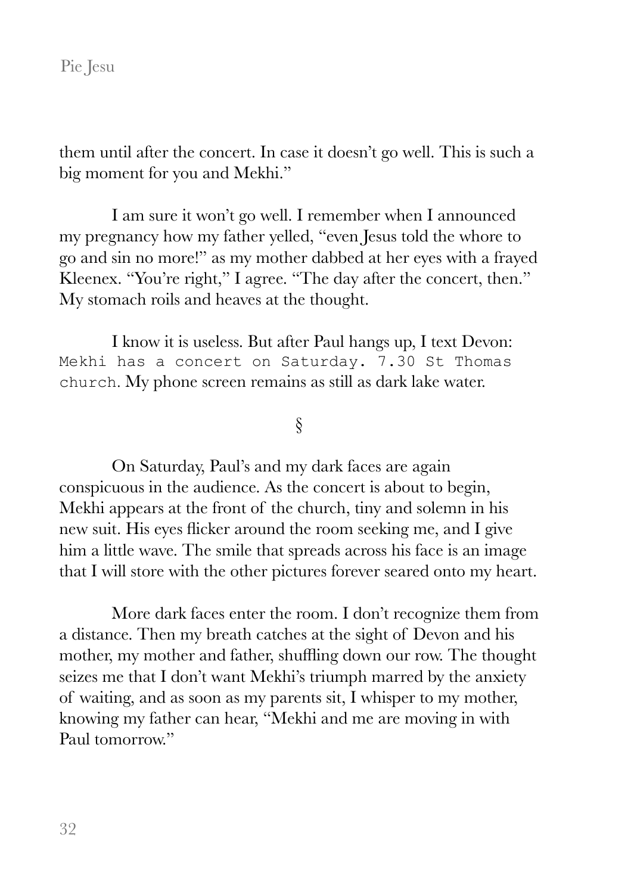them until after the concert. In case it doesn't go well. This is such a big moment for you and Mekhi."

I am sure it won't go well. I remember when I announced my pregnancy how my father yelled, "even Jesus told the whore to go and sin no more!" as my mother dabbed at her eyes with a frayed Kleenex. "You're right," I agree. "The day after the concert, then." My stomach roils and heaves at the thought.

I know it is useless. But after Paul hangs up, I text Devon: `Mekhi has a concert on Saturday. 7.30 St Thomas church`. My phone screen remains as still as dark lake water.

§

On Saturday, Paul's and my dark faces are again conspicuous in the audience. As the concert is about to begin, Mekhi appears at the front of the church, tiny and solemn in his new suit. His eyes flicker around the room seeking me, and I give him a little wave. The smile that spreads across his face is an image that I will store with the other pictures forever seared onto my heart.

More dark faces enter the room. I don't recognize them from a distance. Then my breath catches at the sight of Devon and his mother, my mother and father, shuffling down our row. The thought seizes me that I don't want Mekhi's triumph marred by the anxiety of waiting, and as soon as my parents sit, I whisper to my mother, knowing my father can hear, "Mekhi and me are moving in with Paul tomorrow."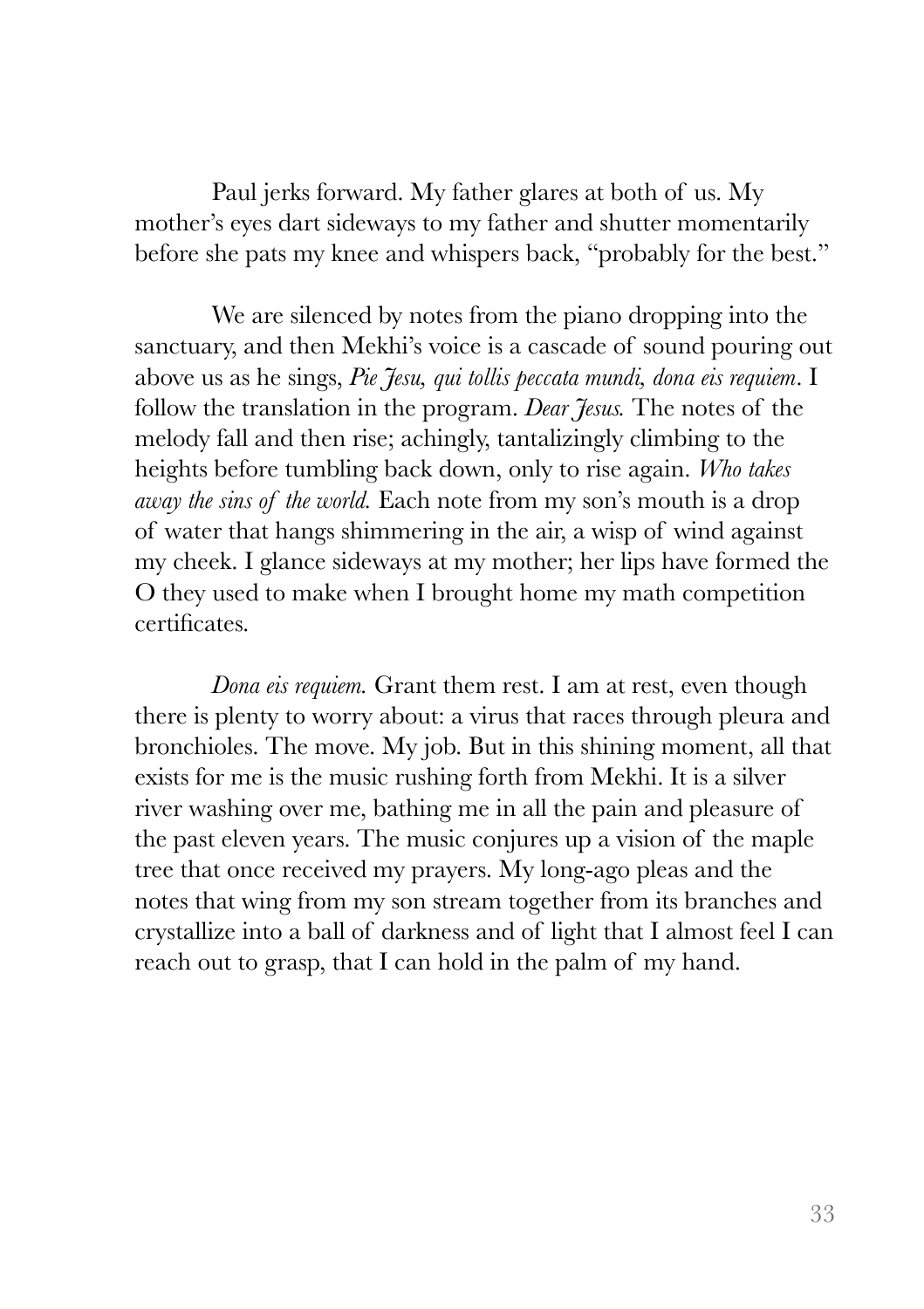Paul jerks forward. My father glares at both of us. My mother's eyes dart sideways to my father and shutter momentarily before she pats my knee and whispers back, "probably for the best."

We are silenced by notes from the piano dropping into the sanctuary, and then Mekhi's voice is a cascade of sound pouring out above us as he sings, *Pie Jesu, qui tollis peccata mundi, dona eis requiem*. I follow the translation in the program. *Dear Jesus.* The notes of the melody fall and then rise; achingly, tantalizingly climbing to the heights before tumbling back down, only to rise again. *Who takes away the sins of the world.* Each note from my son's mouth is a drop of water that hangs shimmering in the air, a wisp of wind against my cheek. I glance sideways at my mother; her lips have formed the O they used to make when I brought home my math competition certificates.

*Dona eis requiem.* Grant them rest. I am at rest, even though there is plenty to worry about: a virus that races through pleura and bronchioles. The move. My job. But in this shining moment, all that exists for me is the music rushing forth from Mekhi. It is a silver river washing over me, bathing me in all the pain and pleasure of the past eleven years. The music conjures up a vision of the maple tree that once received my prayers. My long-ago pleas and the notes that wing from my son stream together from its branches and crystallize into a ball of darkness and of light that I almost feel I can reach out to grasp, that I can hold in the palm of my hand.